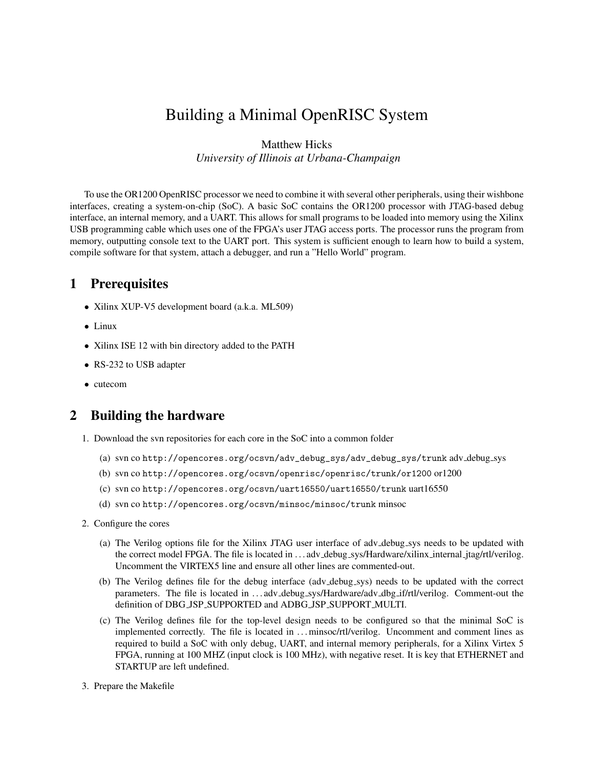# Building a Minimal OpenRISC System

Matthew Hicks
*University of Illinois at Urbana-Champaign*

To use the OR1200 OpenRISC processor we need to combine it with several other peripherals, using their wishbone interfaces, creating a system-on-chip (SoC). A basic SoC contains the OR1200 processor with JTAG-based debug interface, an internal memory, and a UART. This allows for small programs to be loaded into memory using the Xilinx USB programming cable which uses one of the FPGA's user JTAG access ports. The processor runs the program from memory, outputting console text to the UART port. This system is sufficient enough to learn how to build a system, compile software for that system, attach a debugger, and run a "Hello World" program.

## 1 Prerequisites

- Xilinx XUP-V5 development board (a.k.a. ML509)
- Linux
- Xilinx ISE 12 with bin directory added to the PATH
- RS-232 to USB adapter
- cutecom

## 2 Building the hardware

1. Download the svn repositories for each core in the SoC into a common folder
   (a) svn co `http://opencores.org/ocsvn/adv_debug_sys/adv_debug_sys/trunk` adv_debug_sys
   (b) svn co `http://opencores.org/ocsvn/openrisc/openrisc/trunk/or1200` or1200
   (c) svn co `http://opencores.org/ocsvn/uart16550/uart16550/trunk` uart16550
   (d) svn co `http://opencores.org/ocsvn/minsoc/minsoc/trunk` minsoc
2. Configure the cores
   (a) The Verilog options file for the Xilinx JTAG user interface of adv_debug_sys needs to be updated with the correct model FPGA. The file is located in ...adv_debug_sys/Hardware/xilinx_internal_jtag/rtl/verilog. Uncomment the VIRTEX5 line and ensure all other lines are commented-out.
   (b) The Verilog defines file for the debug interface (adv_debug_sys) needs to be updated with the correct parameters. The file is located in ...adv_debug_sys/Hardware/adv_dbg_if/rtl/verilog. Comment-out the definition of DBG_JSP_SUPPORTED and ADBG_JSP_SUPPORT_MULTI.
   (c) The Verilog defines file for the top-level design needs to be configured so that the minimal SoC is implemented correctly. The file is located in ...minsoc/rtl/verilog. Uncomment and comment lines as required to build a SoC with only debug, UART, and internal memory peripherals, for a Xilinx Virtex 5 FPGA, running at 100 MHZ (input clock is 100 MHz), with negative reset. It is key that ETHERNET and STARTUP are left undefined.
3. Prepare the Makefile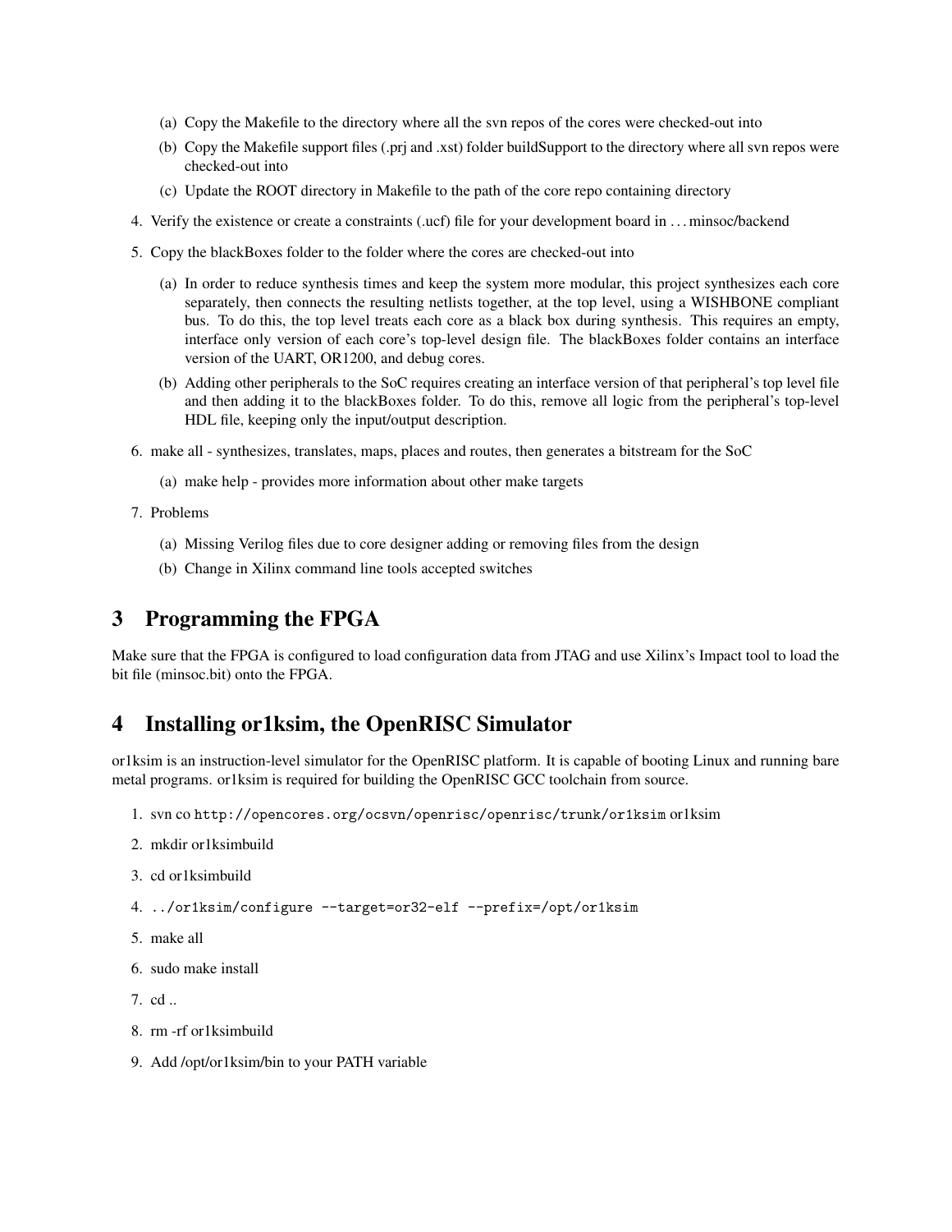(a) Copy the Makefile to the directory where all the svn repos of the cores were checked-out into

   (b) Copy the Makefile support files (.prj and .xst) folder buildSupport to the directory where all svn repos were checked-out into

   (c) Update the ROOT directory in Makefile to the path of the core repo containing directory

4. Verify the existence or create a constraints (.ucf) file for your development board in . . . minsoc/backend

5. Copy the blackBoxes folder to the folder where the cores are checked-out into

   (a) In order to reduce synthesis times and keep the system more modular, this project synthesizes each core separately, then connects the resulting netlists together, at the top level, using a WISHBONE compliant bus. To do this, the top level treats each core as a black box during synthesis. This requires an empty, interface only version of each core's top-level design file. The blackBoxes folder contains an interface version of the UART, OR1200, and debug cores.

   (b) Adding other peripherals to the SoC requires creating an interface version of that peripheral's top level file and then adding it to the blackBoxes folder. To do this, remove all logic from the peripheral's top-level HDL file, keeping only the input/output description.

6. make all - synthesizes, translates, maps, places and routes, then generates a bitstream for the SoC

   (a) make help - provides more information about other make targets

7. Problems

   (a) Missing Verilog files due to core designer adding or removing files from the design

   (b) Change in Xilinx command line tools accepted switches

# 3 Programming the FPGA

Make sure that the FPGA is configured to load configuration data from JTAG and use Xilinx's Impact tool to load the bit file (minsoc.bit) onto the FPGA.

# 4 Installing or1ksim, the OpenRISC Simulator

or1ksim is an instruction-level simulator for the OpenRISC platform. It is capable of booting Linux and running bare metal programs. or1ksim is required for building the OpenRISC GCC toolchain from source.

1. svn co `http://opencores.org/ocsvn/openrisc/openrisc/trunk/or1ksim` or1ksim
2. mkdir or1ksimbuild
3. cd or1ksimbuild
4. `../or1ksim/configure --target=or32-elf --prefix=/opt/or1ksim`
5. make all
6. sudo make install
7. cd ..
8. rm -rf or1ksimbuild
9. Add /opt/or1ksim/bin to your PATH variable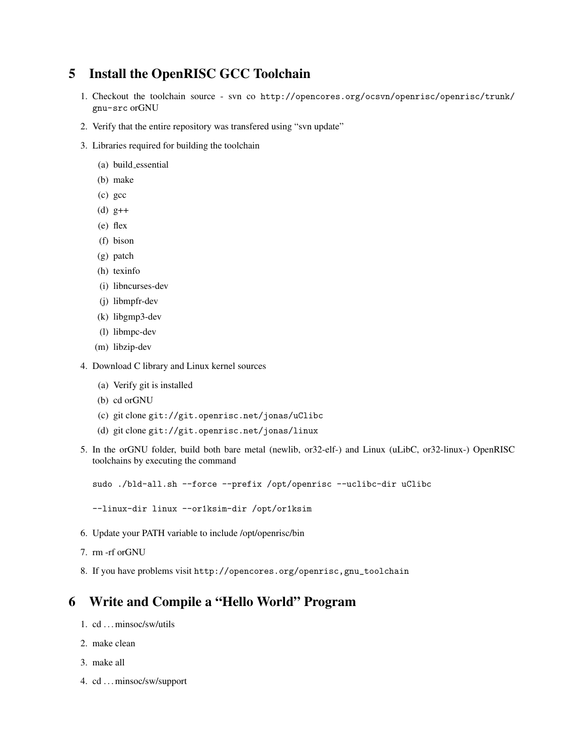## 5 Install the OpenRISC GCC Toolchain

1. Checkout the toolchain source - svn co `http://opencores.org/ocsvn/openrisc/openrisc/trunk/gnu-src` orGNU
2. Verify that the entire repository was transfered using "svn update"
3. Libraries required for building the toolchain
   (a) build_essential
   (b) make
   (c) gcc
   (d) g++
   (e) flex
   (f) bison
   (g) patch
   (h) texinfo
   (i) libncurses-dev
   (j) libmpfr-dev
   (k) libgmp3-dev
   (l) libmpc-dev
   (m) libzip-dev
4. Download C library and Linux kernel sources
   (a) Verify git is installed
   (b) cd orGNU
   (c) git clone `git://git.openrisc.net/jonas/uClibc`
   (d) git clone `git://git.openrisc.net/jonas/linux`
5. In the orGNU folder, build both bare metal (newlib, or32-elf-) and Linux (uLibC, or32-linux-) OpenRISC toolchains by executing the command

   ```
   sudo ./bld-all.sh --force --prefix /opt/openrisc --uclibc-dir uClibc

   --linux-dir linux --or1ksim-dir /opt/or1ksim
   ```

6. Update your PATH variable to include /opt/openrisc/bin
7. rm -rf orGNU
8. If you have problems visit `http://opencores.org/openrisc,gnu_toolchain`

## 6 Write and Compile a "Hello World" Program

1. cd ...minsoc/sw/utils
2. make clean
3. make all
4. cd ...minsoc/sw/support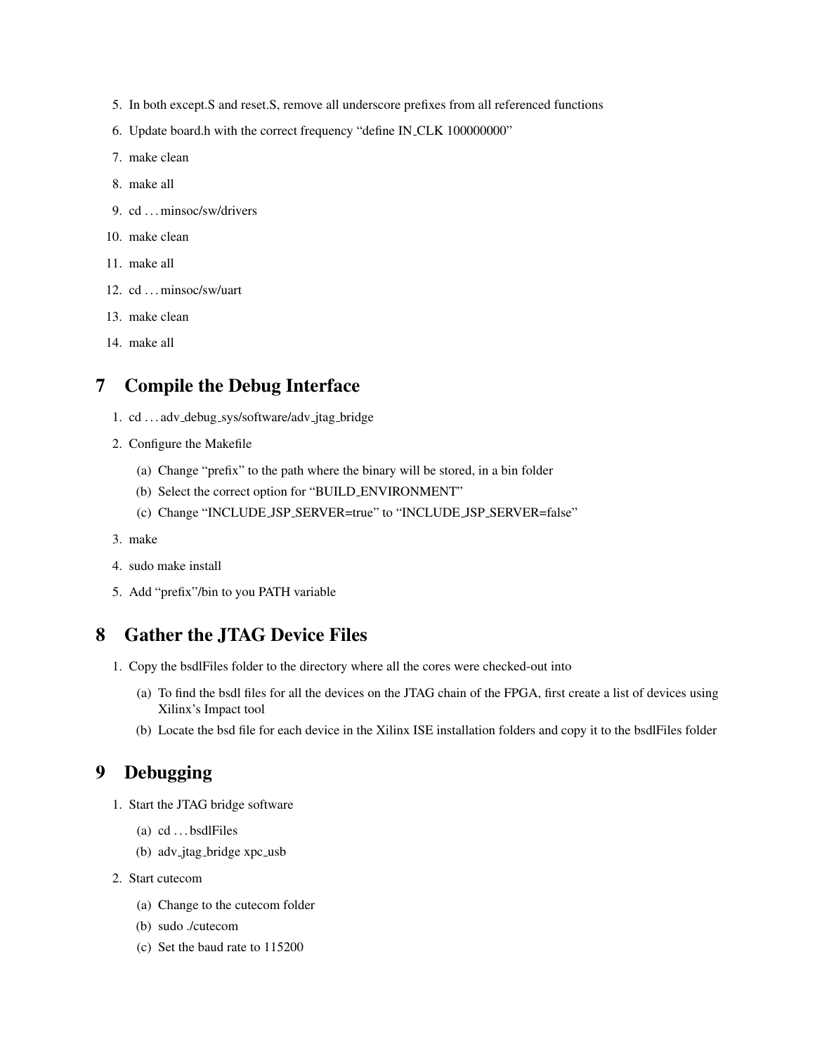5. In both except.S and reset.S, remove all underscore prefixes from all referenced functions
6. Update board.h with the correct frequency "define IN_CLK 100000000"
7. make clean
8. make all
9. cd …minsoc/sw/drivers
10. make clean
11. make all
12. cd …minsoc/sw/uart
13. make clean
14. make all

## 7 Compile the Debug Interface

1. cd …adv_debug_sys/software/adv_jtag_bridge
2. Configure the Makefile
   (a) Change "prefix" to the path where the binary will be stored, in a bin folder
   (b) Select the correct option for "BUILD_ENVIRONMENT"
   (c) Change "INCLUDE_JSP_SERVER=true" to "INCLUDE_JSP_SERVER=false"
3. make
4. sudo make install
5. Add "prefix"/bin to you PATH variable

## 8 Gather the JTAG Device Files

1. Copy the bsdlFiles folder to the directory where all the cores were checked-out into
   (a) To find the bsdl files for all the devices on the JTAG chain of the FPGA, first create a list of devices using Xilinx's Impact tool
   (b) Locate the bsd file for each device in the Xilinx ISE installation folders and copy it to the bsdlFiles folder

## 9 Debugging

1. Start the JTAG bridge software
   (a) cd …bsdlFiles
   (b) adv_jtag_bridge xpc_usb
2. Start cutecom
   (a) Change to the cutecom folder
   (b) sudo ./cutecom
   (c) Set the baud rate to 115200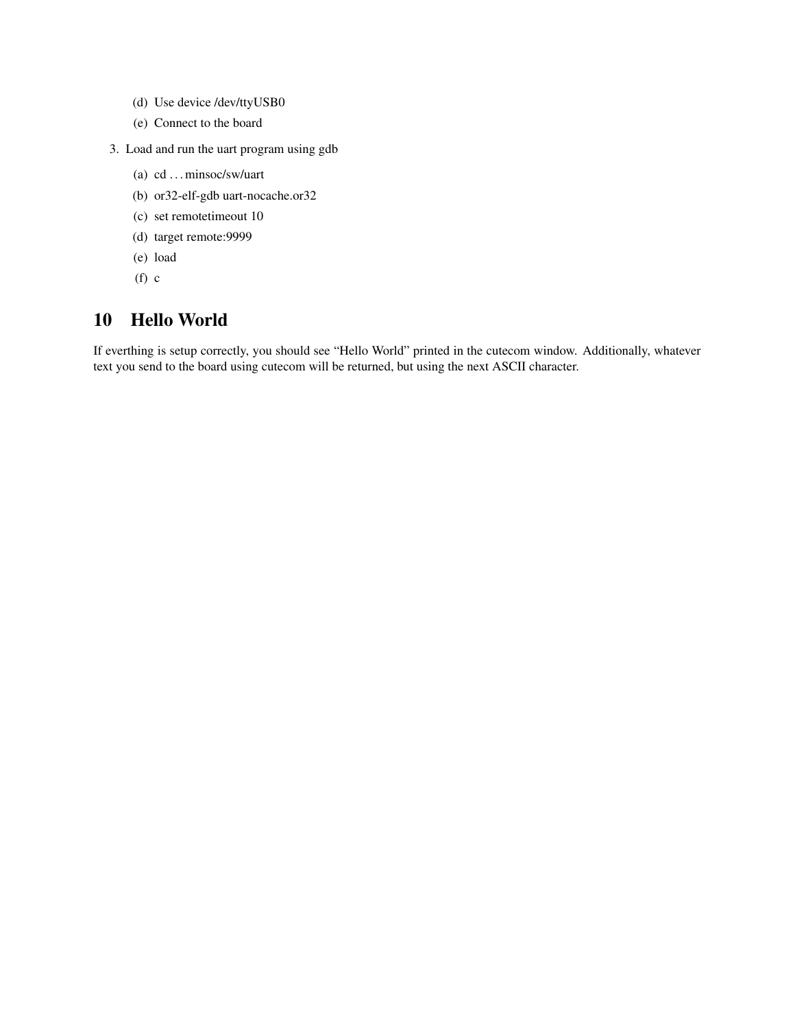(d) Use device /dev/ttyUSB0
   (e) Connect to the board

3. Load and run the uart program using gdb
   (a) cd . . . minsoc/sw/uart
   (b) or32-elf-gdb uart-nocache.or32
   (c) set remotetimeout 10
   (d) target remote:9999
   (e) load
   (f) c

## 10 Hello World

If everthing is setup correctly, you should see "Hello World" printed in the cutecom window. Additionally, whatever text you send to the board using cutecom will be returned, but using the next ASCII character.